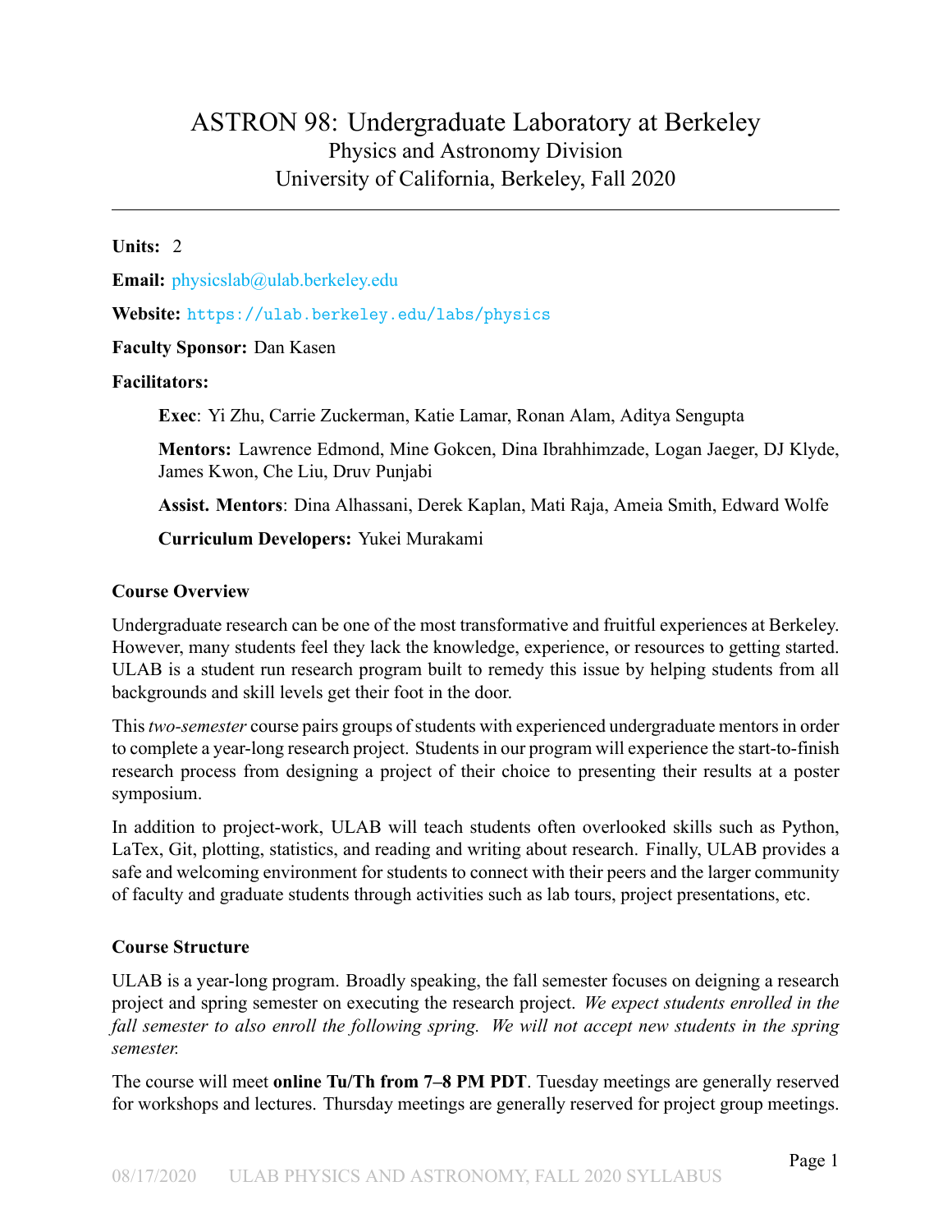# ASTRON 98: Undergraduate Laboratory at Berkeley

Physics and Astronomy Division
University of California, Berkeley, Fall 2020

---

**Units:** 2

**Email:** physicslab@ulab.berkeley.edu

**Website:** `https://ulab.berkeley.edu/labs/physics`

**Faculty Sponsor:** Dan Kasen

**Facilitators:**

> **Exec**: Yi Zhu, Carrie Zuckerman, Katie Lamar, Ronan Alam, Aditya Sengupta
>
> **Mentors:** Lawrence Edmond, Mine Gokcen, Dina Ibrahhimzade, Logan Jaeger, DJ Klyde, James Kwon, Che Liu, Druv Punjabi
>
> **Assist. Mentors**: Dina Alhassani, Derek Kaplan, Mati Raja, Ameia Smith, Edward Wolfe
>
> **Curriculum Developers:** Yukei Murakami

### Course Overview

Undergraduate research can be one of the most transformative and fruitful experiences at Berkeley. However, many students feel they lack the knowledge, experience, or resources to getting started. ULAB is a student run research program built to remedy this issue by helping students from all backgrounds and skill levels get their foot in the door.

This *two-semester* course pairs groups of students with experienced undergraduate mentors in order to complete a year-long research project. Students in our program will experience the start-to-finish research process from designing a project of their choice to presenting their results at a poster symposium.

In addition to project-work, ULAB will teach students often overlooked skills such as Python, LaTex, Git, plotting, statistics, and reading and writing about research. Finally, ULAB provides a safe and welcoming environment for students to connect with their peers and the larger community of faculty and graduate students through activities such as lab tours, project presentations, etc.

### Course Structure

ULAB is a year-long program. Broadly speaking, the fall semester focuses on deigning a research project and spring semester on executing the research project. *We expect students enrolled in the fall semester to also enroll the following spring. We will not accept new students in the spring semester.*

The course will meet **online Tu/Th from 7–8 PM PDT**. Tuesday meetings are generally reserved for workshops and lectures. Thursday meetings are generally reserved for project group meetings.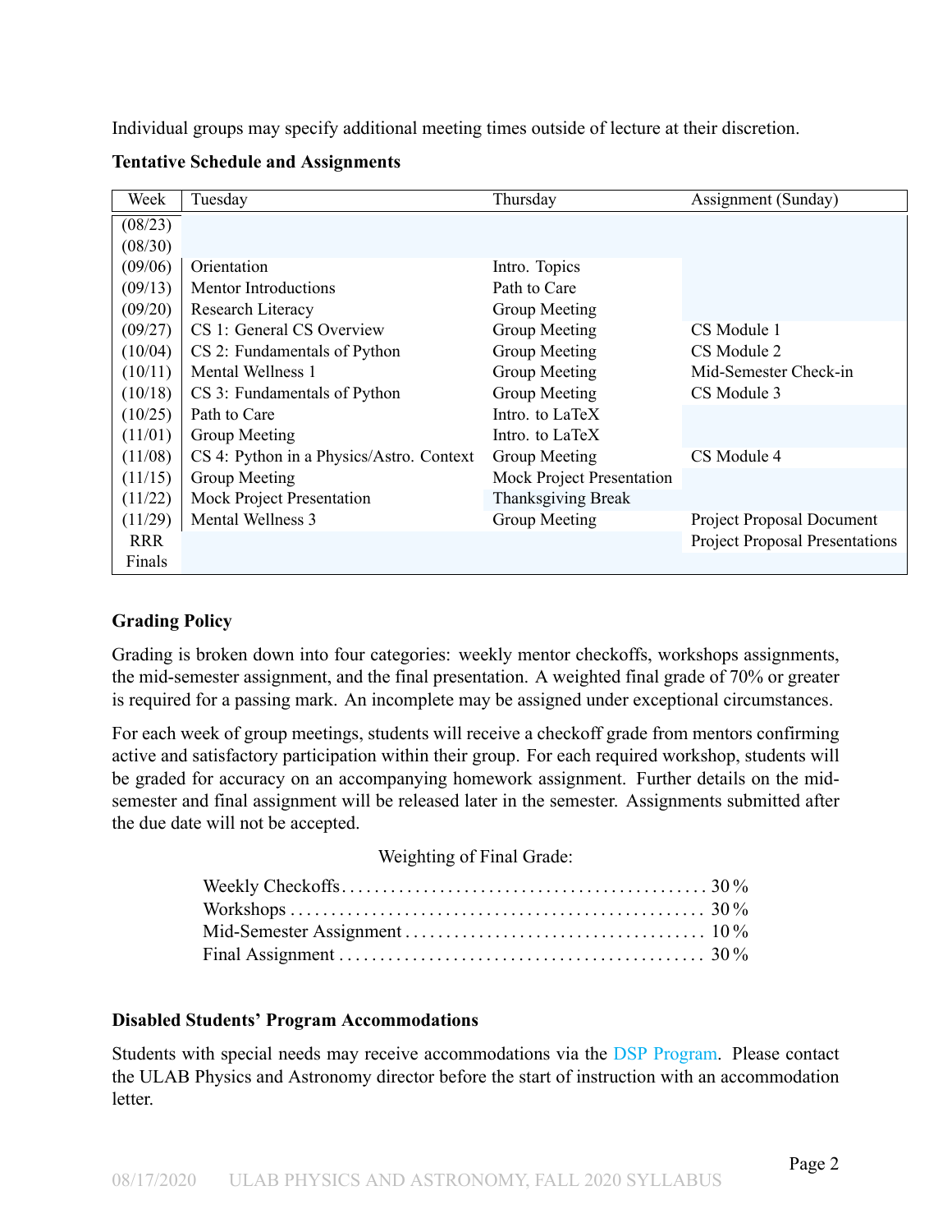Individual groups may specify additional meeting times outside of lecture at their discretion.

**Tentative Schedule and Assignments**

| Week | Tuesday | Thursday | Assignment (Sunday) |
|---|---|---|---|
| (08/23) | | | |
| (08/30) | | | |
| (09/06) | Orientation | Intro. Topics | |
| (09/13) | Mentor Introductions | Path to Care | |
| (09/20) | Research Literacy | Group Meeting | |
| (09/27) | CS 1: General CS Overview | Group Meeting | CS Module 1 |
| (10/04) | CS 2: Fundamentals of Python | Group Meeting | CS Module 2 |
| (10/11) | Mental Wellness 1 | Group Meeting | Mid-Semester Check-in |
| (10/18) | CS 3: Fundamentals of Python | Group Meeting | CS Module 3 |
| (10/25) | Path to Care | Intro. to LaTeX | |
| (11/01) | Group Meeting | Intro. to LaTeX | |
| (11/08) | CS 4: Python in a Physics/Astro. Context | Group Meeting | CS Module 4 |
| (11/15) | Group Meeting | Mock Project Presentation | |
| (11/22) | Mock Project Presentation | Thanksgiving Break | |
| (11/29) | Mental Wellness 3 | Group Meeting | Project Proposal Document |
| RRR | | | Project Proposal Presentations |
| Finals | | | |

**Grading Policy**

Grading is broken down into four categories: weekly mentor checkoffs, workshops assignments, the mid-semester assignment, and the final presentation. A weighted final grade of 70% or greater is required for a passing mark. An incomplete may be assigned under exceptional circumstances.

For each week of group meetings, students will receive a checkoff grade from mentors confirming active and satisfactory participation within their group. For each required workshop, students will be graded for accuracy on an accompanying homework assignment. Further details on the mid-semester and final assignment will be released later in the semester. Assignments submitted after the due date will not be accepted.

Weighting of Final Grade:

- Weekly Checkoffs ........ 30 %
- Workshops ........ 30 %
- Mid-Semester Assignment ........ 10 %
- Final Assignment ........ 30 %

**Disabled Students' Program Accommodations**

Students with special needs may receive accommodations via the DSP Program. Please contact the ULAB Physics and Astronomy director before the start of instruction with an accommodation letter.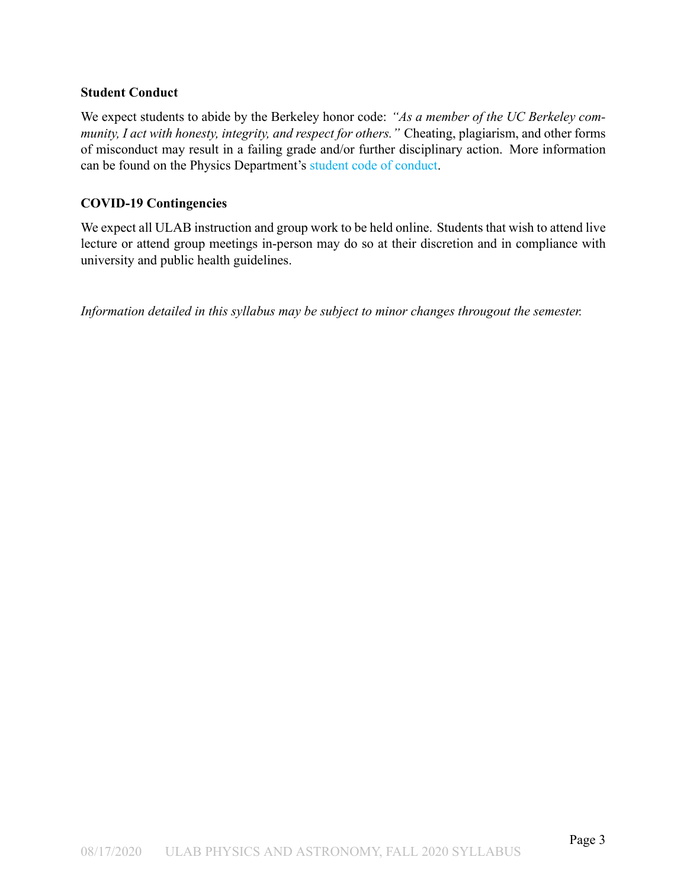### Student Conduct

We expect students to abide by the Berkeley honor code: *"As a member of the UC Berkeley community, I act with honesty, integrity, and respect for others."* Cheating, plagiarism, and other forms of misconduct may result in a failing grade and/or further disciplinary action. More information can be found on the Physics Department's student code of conduct.

### COVID-19 Contingencies

We expect all ULAB instruction and group work to be held online. Students that wish to attend live lecture or attend group meetings in-person may do so at their discretion and in compliance with university and public health guidelines.

*Information detailed in this syllabus may be subject to minor changes througout the semester.*